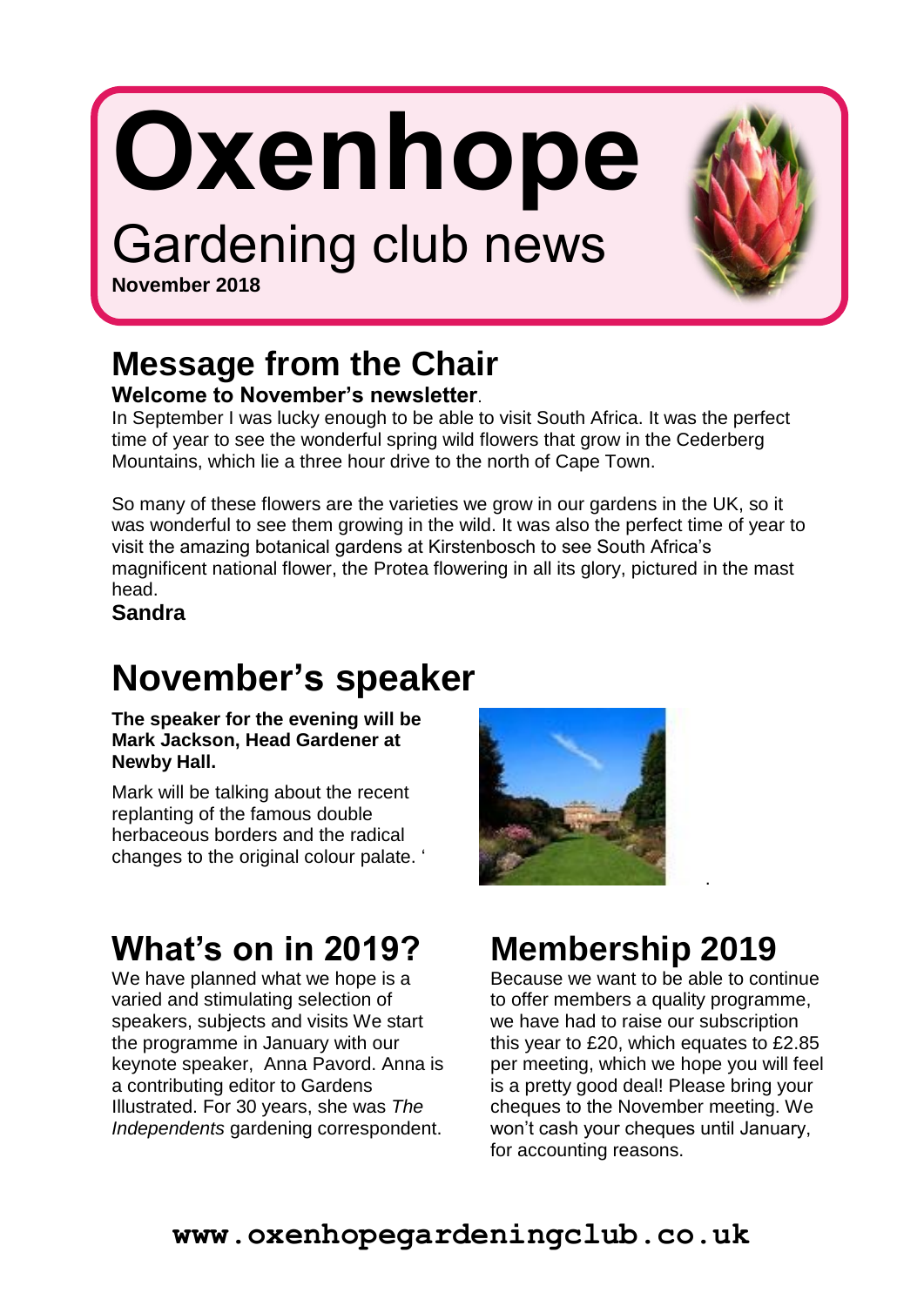# Oxenhope

## Gardening club news

**November 2018**

## Message from the Chair

**Welcome to November's newsletter**.

In September I was lucky enough to be able to visit South Africa. It was the perfect time of year to see the wonderful spring wild flowers that grow in the Cederberg Mountains, which lie a three hour drive to the north of Cape Town.

So many of these flowers are the varieties we grow in our gardens in the UK, so it was wonderful to see them growing in the wild. It was also the perfect time of year to visit the amazing botanical gardens at Kirstenbosch to see South Africa's magnificent national flower, the Protea flowering in all its glory, pictured in the mast head.

**Sandra**

## November's speaker

**The speaker for the evening will be Mark Jackson, Head Gardener at Newby Hall.**

Mark will be talking about the recent replanting of the famous double herbaceous borders and the radical changes to the original colour palate. '

## What's on in 2019?

We have planned what we hope is a varied and stimulating selection of speakers, subjects and visits We start the programme in January with our keynote speaker, Anna Pavord. Anna is a contributing editor to Gardens Illustrated. For 30 years, she was *The Independents* gardening correspondent.

## Membership 2019

Because we want to be able to continue to offer members a quality programme, we have had to raise our subscription this year to £20, which equates to £2.85 per meeting, which we hope you will feel is a pretty good deal! Please bring your cheques to the November meeting. We won't cash your cheques until January, for accounting reasons.

**www.oxenhopegardeningclub.co.uk**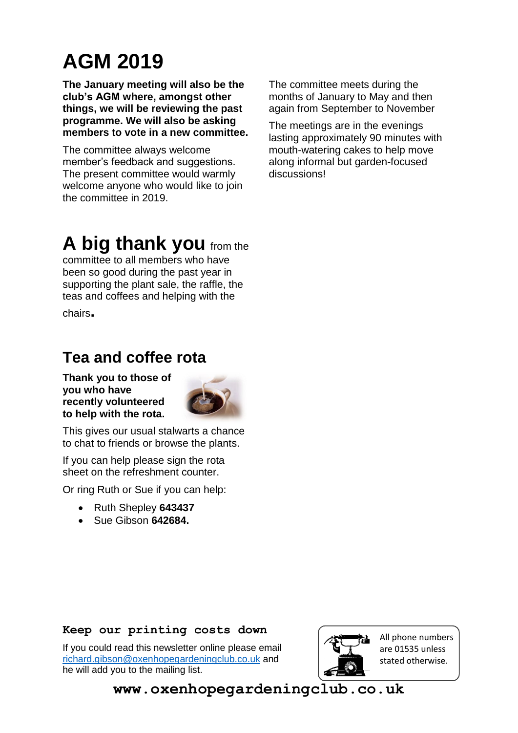# AGM 2019

**The January meeting will also be the club's AGM where, amongst other things, we will be reviewing the past programme. We will also be asking members to vote in a new committee.**

The committee always welcome member's feedback and suggestions. The present committee would warmly welcome anyone who would like to join the committee in 2019.

The committee meets during the months of January to May and then again from September to November

The meetings are in the evenings lasting approximately 90 minutes with mouth-watering cakes to help move along informal but garden-focused discussions!

# A big thank you

from the committee to all members who have been so good during the past year in supporting the plant sale, the raffle, the teas and coffees and helping with the chairs.

## Tea and coffee rota

**Thank you to those of you who have recently volunteered to help with the rota.**

This gives our usual stalwarts a chance to chat to friends or browse the plants.

If you can help please sign the rota sheet on the refreshment counter.

Or ring Ruth or Sue if you can help:

- Ruth Shepley **643437**
- Sue Gibson **642684.**

**Keep our printing costs down**

If you could read this newsletter online please email richard.gibson@oxenhopegardeningclub.co.uk and he will add you to the mailing list.

All phone numbers are 01535 unless stated otherwise.

**www.oxenhopegardeningclub.co.uk**